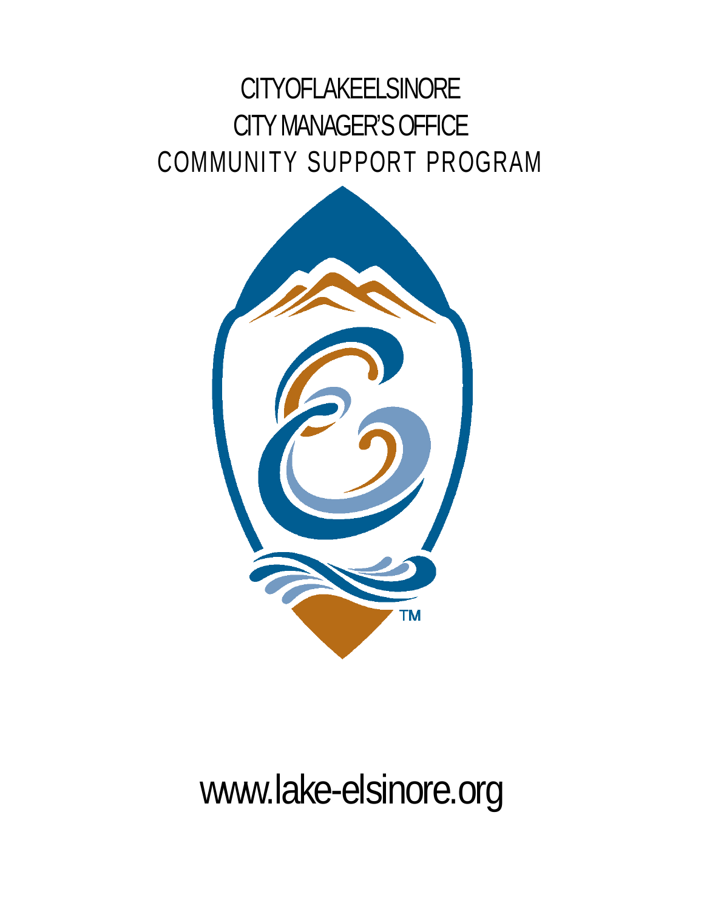# CITY OF LAKE ELSINORE

## CITY MANAGER'S OFFICE

## COMMUNITY SUPPORT PROGRAM

www.lake-elsinore.org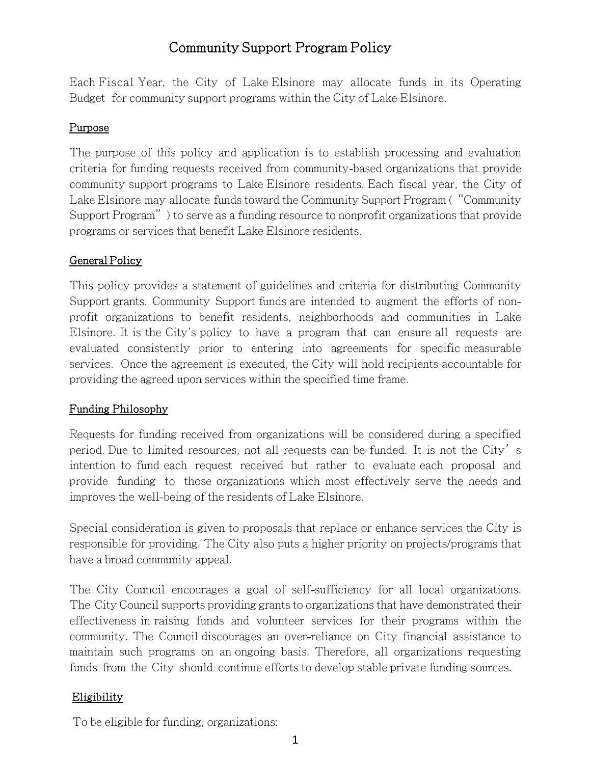# Community Support Program Policy

Each Fiscal Year, the City of Lake Elsinore may allocate funds in its Operating Budget for community support programs within the City of Lake Elsinore.

## Purpose

The purpose of this policy and application is to establish processing and evaluation criteria for funding requests received from community-based organizations that provide community support programs to Lake Elsinore residents. Each fiscal year, the City of Lake Elsinore may allocate funds toward the Community Support Program ("Community Support Program") to serve as a funding resource to nonprofit organizations that provide programs or services that benefit Lake Elsinore residents.

## General Policy

This policy provides a statement of guidelines and criteria for distributing Community Support grants. Community Support funds are intended to augment the efforts of non-profit organizations to benefit residents, neighborhoods and communities in Lake Elsinore. It is the City's policy to have a program that can ensure all requests are evaluated consistently prior to entering into agreements for specific measurable services. Once the agreement is executed, the City will hold recipients accountable for providing the agreed upon services within the specified time frame.

## Funding Philosophy

Requests for funding received from organizations will be considered during a specified period. Due to limited resources, not all requests can be funded. It is not the City's intention to fund each request received but rather to evaluate each proposal and provide funding to those organizations which most effectively serve the needs and improves the well-being of the residents of Lake Elsinore.

Special consideration is given to proposals that replace or enhance services the City is responsible for providing. The City also puts a higher priority on projects/programs that have a broad community appeal.

The City Council encourages a goal of self-sufficiency for all local organizations. The City Council supports providing grants to organizations that have demonstrated their effectiveness in raising funds and volunteer services for their programs within the community. The Council discourages an over-reliance on City financial assistance to maintain such programs on an ongoing basis. Therefore, all organizations requesting funds from the City should continue efforts to develop stable private funding sources.

## Eligibility

To be eligible for funding, organizations: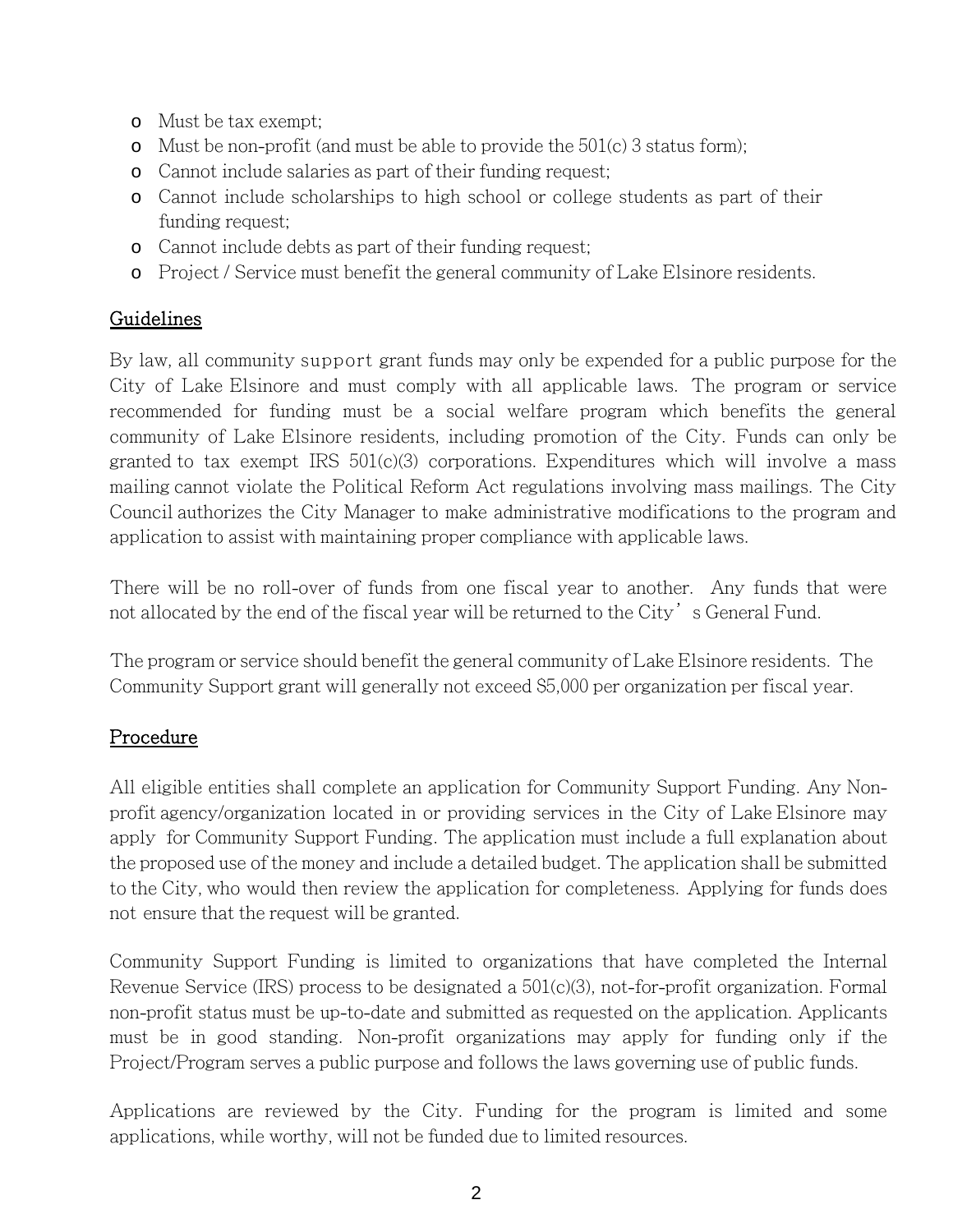- Must be tax exempt;
- Must be non-profit (and must be able to provide the 501(c) 3 status form);
- Cannot include salaries as part of their funding request;
- Cannot include scholarships to high school or college students as part of their funding request;
- Cannot include debts as part of their funding request;
- Project / Service must benefit the general community of Lake Elsinore residents.

## Guidelines

By law, all community support grant funds may only be expended for a public purpose for the City of Lake Elsinore and must comply with all applicable laws. The program or service recommended for funding must be a social welfare program which benefits the general community of Lake Elsinore residents, including promotion of the City. Funds can only be granted to tax exempt IRS 501(c)(3) corporations. Expenditures which will involve a mass mailing cannot violate the Political Reform Act regulations involving mass mailings. The City Council authorizes the City Manager to make administrative modifications to the program and application to assist with maintaining proper compliance with applicable laws.

There will be no roll-over of funds from one fiscal year to another. Any funds that were not allocated by the end of the fiscal year will be returned to the City's General Fund.

The program or service should benefit the general community of Lake Elsinore residents. The Community Support grant will generally not exceed $5,000 per organization per fiscal year.

## Procedure

All eligible entities shall complete an application for Community Support Funding. Any Non-profit agency/organization located in or providing services in the City of Lake Elsinore may apply for Community Support Funding. The application must include a full explanation about the proposed use of the money and include a detailed budget. The application shall be submitted to the City, who would then review the application for completeness. Applying for funds does not ensure that the request will be granted.

Community Support Funding is limited to organizations that have completed the Internal Revenue Service (IRS) process to be designated a 501(c)(3), not-for-profit organization. Formal non-profit status must be up-to-date and submitted as requested on the application. Applicants must be in good standing. Non-profit organizations may apply for funding only if the Project/Program serves a public purpose and follows the laws governing use of public funds.

Applications are reviewed by the City. Funding for the program is limited and some applications, while worthy, will not be funded due to limited resources.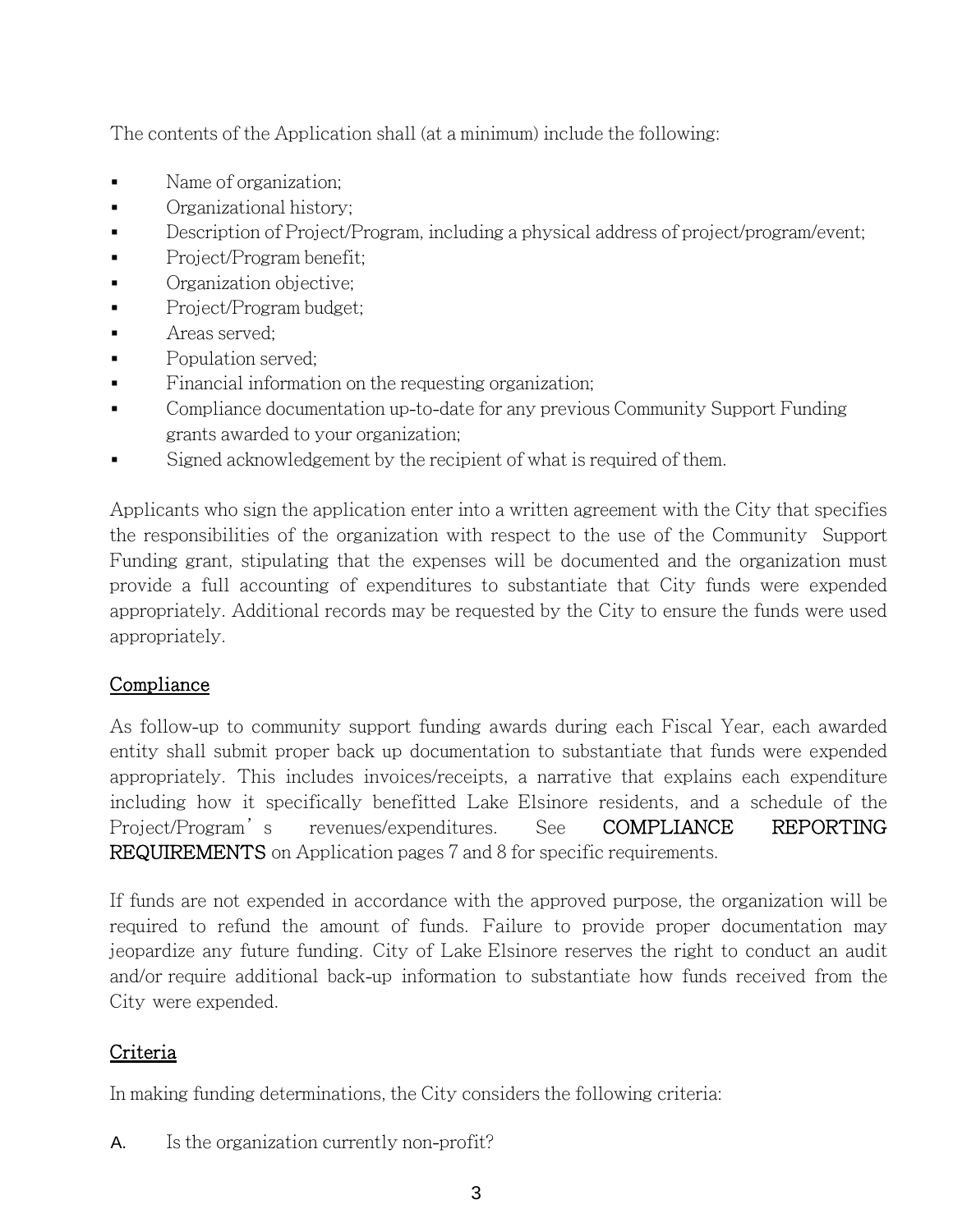The contents of the Application shall (at a minimum) include the following:

- Name of organization;
- Organizational history;
- Description of Project/Program, including a physical address of project/program/event;
- Project/Program benefit;
- Organization objective;
- Project/Program budget;
- Areas served;
- Population served;
- Financial information on the requesting organization;
- Compliance documentation up-to-date for any previous Community Support Funding grants awarded to your organization;
- Signed acknowledgement by the recipient of what is required of them.

Applicants who sign the application enter into a written agreement with the City that specifies the responsibilities of the organization with respect to the use of the Community Support Funding grant, stipulating that the expenses will be documented and the organization must provide a full accounting of expenditures to substantiate that City funds were expended appropriately. Additional records may be requested by the City to ensure the funds were used appropriately.

## Compliance

As follow-up to community support funding awards during each Fiscal Year, each awarded entity shall submit proper back up documentation to substantiate that funds were expended appropriately. This includes invoices/receipts, a narrative that explains each expenditure including how it specifically benefitted Lake Elsinore residents, and a schedule of the Project/Program's revenues/expenditures. See **COMPLIANCE REPORTING REQUIREMENTS** on Application pages 7 and 8 for specific requirements.

If funds are not expended in accordance with the approved purpose, the organization will be required to refund the amount of funds. Failure to provide proper documentation may jeopardize any future funding. City of Lake Elsinore reserves the right to conduct an audit and/or require additional back-up information to substantiate how funds received from the City were expended.

## Criteria

In making funding determinations, the City considers the following criteria:

A. Is the organization currently non-profit?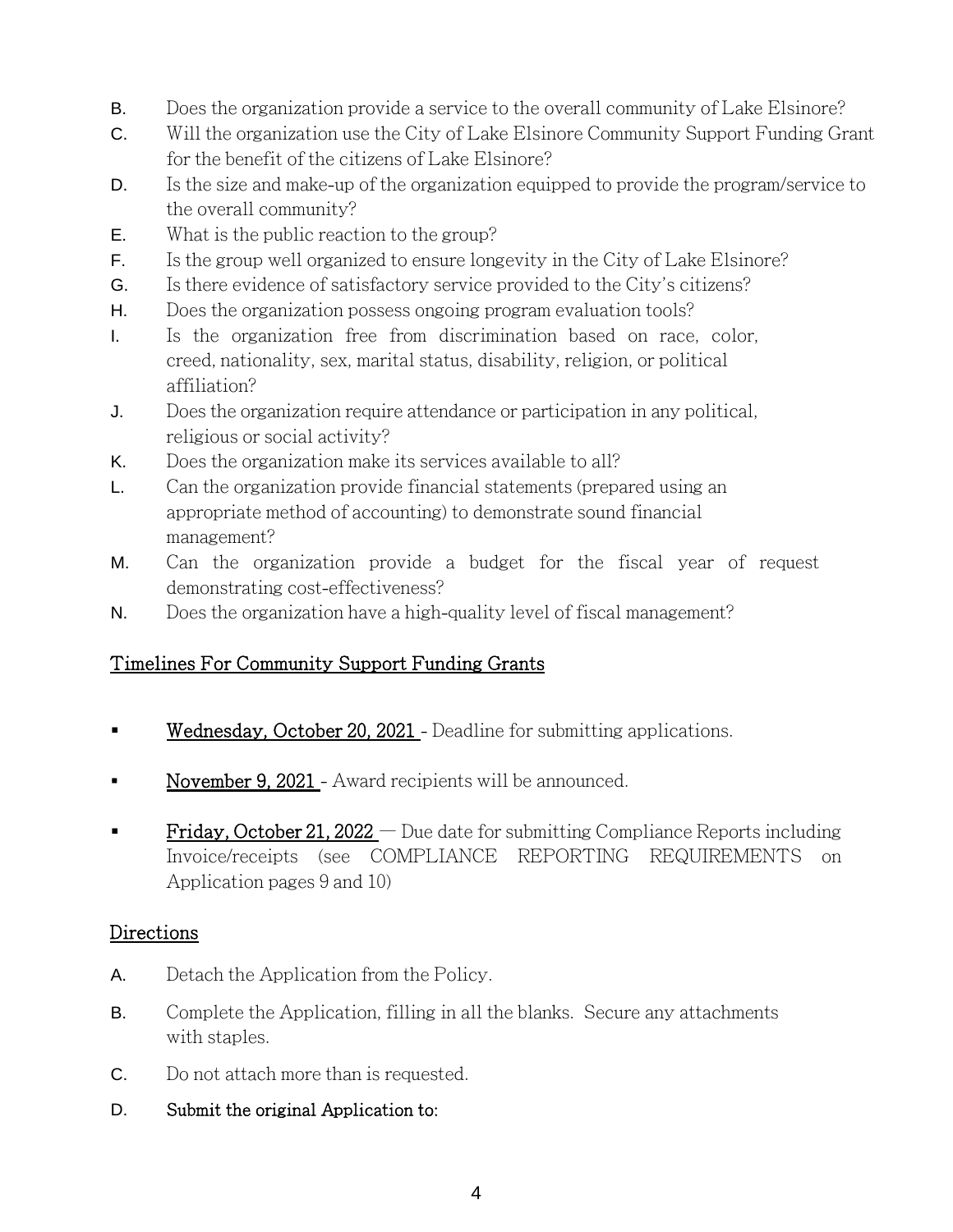B. Does the organization provide a service to the overall community of Lake Elsinore?

C. Will the organization use the City of Lake Elsinore Community Support Funding Grant for the benefit of the citizens of Lake Elsinore?

D. Is the size and make-up of the organization equipped to provide the program/service to the overall community?

E. What is the public reaction to the group?

F. Is the group well organized to ensure longevity in the City of Lake Elsinore?

G. Is there evidence of satisfactory service provided to the City's citizens?

H. Does the organization possess ongoing program evaluation tools?

I. Is the organization free from discrimination based on race, color, creed, nationality, sex, marital status, disability, religion, or political affiliation?

J. Does the organization require attendance or participation in any political, religious or social activity?

K. Does the organization make its services available to all?

L. Can the organization provide financial statements (prepared using an appropriate method of accounting) to demonstrate sound financial management?

M. Can the organization provide a budget for the fiscal year of request demonstrating cost-effectiveness?

N. Does the organization have a high-quality level of fiscal management?

## Timelines For Community Support Funding Grants

- Wednesday, October 20, 2021 - Deadline for submitting applications.
- November 9, 2021 - Award recipients will be announced.
- Friday, October 21, 2022 — Due date for submitting Compliance Reports including Invoice/receipts (see COMPLIANCE REPORTING REQUIREMENTS on Application pages 9 and 10)

## Directions

A. Detach the Application from the Policy.

B. Complete the Application, filling in all the blanks. Secure any attachments with staples.

C. Do not attach more than is requested.

D. **Submit the original Application to:**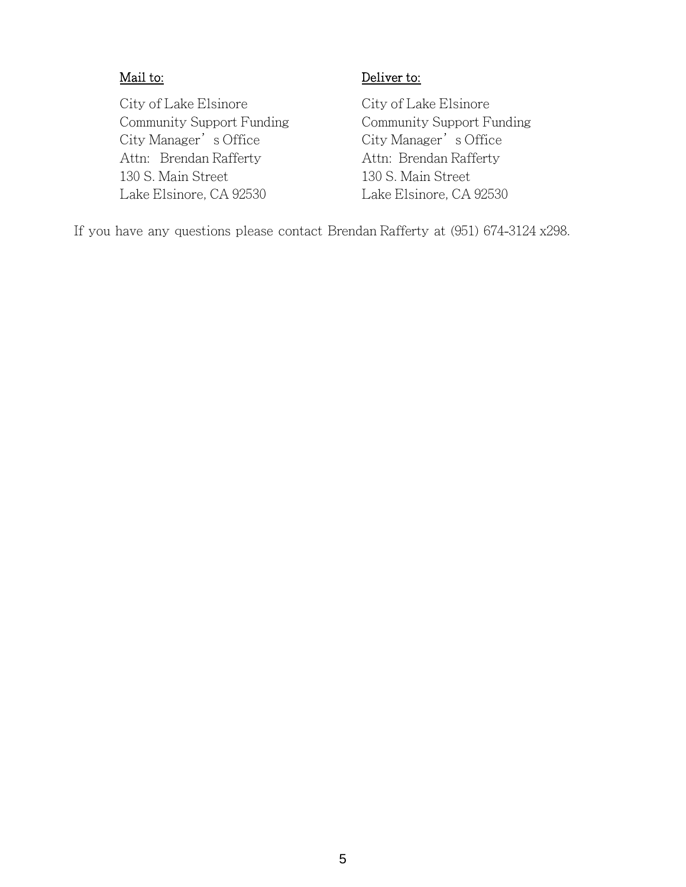<u>Mail to:</u>

City of Lake Elsinore
Community Support Funding
City Manager's Office
Attn: Brendan Rafferty
130 S. Main Street
Lake Elsinore, CA 92530

<u>Deliver to:</u>

City of Lake Elsinore
Community Support Funding
City Manager's Office
Attn: Brendan Rafferty
130 S. Main Street
Lake Elsinore, CA 92530

If you have any questions please contact Brendan Rafferty at (951) 674-3124 x298.